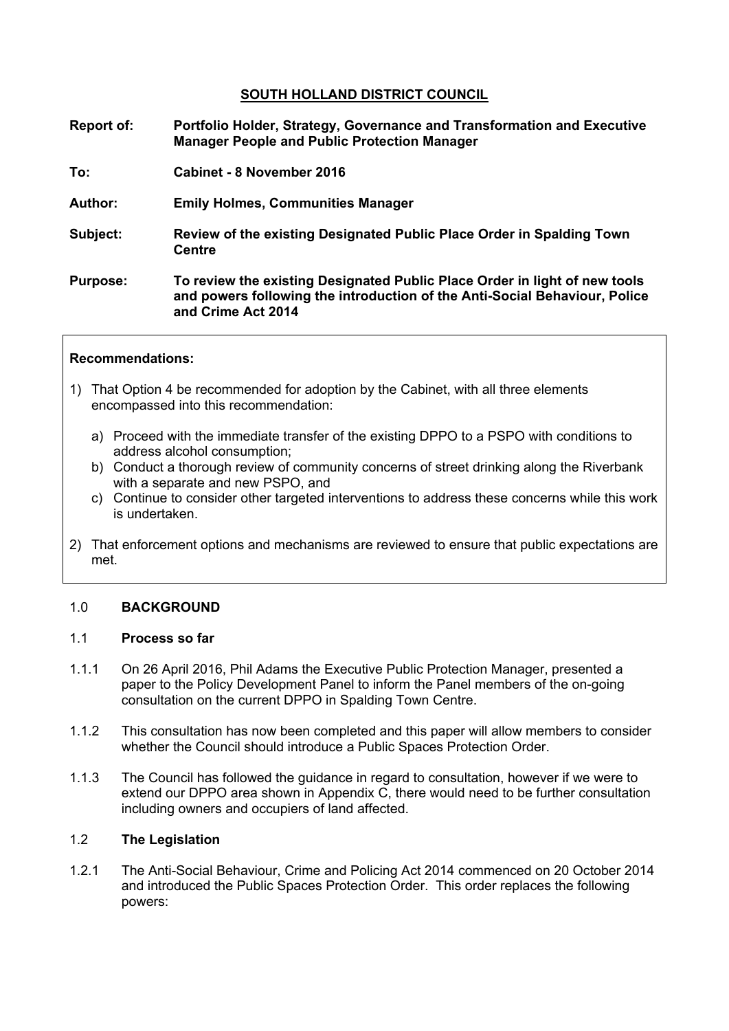**SOUTH HOLLAND DISTRICT COUNCIL**

| | |
|---|---|
| **Report of:** | **Portfolio Holder, Strategy, Governance and Transformation and Executive Manager People and Public Protection Manager** |
| **To:** | **Cabinet - 8 November 2016** |
| **Author:** | **Emily Holmes, Communities Manager** |
| **Subject:** | **Review of the existing Designated Public Place Order in Spalding Town Centre** |
| **Purpose:** | **To review the existing Designated Public Place Order in light of new tools and powers following the introduction of the Anti-Social Behaviour, Police and Crime Act 2014** |

**Recommendations:**

1) That Option 4 be recommended for adoption by the Cabinet, with all three elements encompassed into this recommendation:

   a) Proceed with the immediate transfer of the existing DPPO to a PSPO with conditions to address alcohol consumption;
   
   b) Conduct a thorough review of community concerns of street drinking along the Riverbank with a separate and new PSPO, and
   
   c) Continue to consider other targeted interventions to address these concerns while this work is undertaken.

2) That enforcement options and mechanisms are reviewed to ensure that public expectations are met.

## 1.0 BACKGROUND

### 1.1 Process so far

1.1.1 On 26 April 2016, Phil Adams the Executive Public Protection Manager, presented a paper to the Policy Development Panel to inform the Panel members of the on-going consultation on the current DPPO in Spalding Town Centre.

1.1.2 This consultation has now been completed and this paper will allow members to consider whether the Council should introduce a Public Spaces Protection Order.

1.1.3 The Council has followed the guidance in regard to consultation, however if we were to extend our DPPO area shown in Appendix C, there would need to be further consultation including owners and occupiers of land affected.

### 1.2 The Legislation

1.2.1 The Anti-Social Behaviour, Crime and Policing Act 2014 commenced on 20 October 2014 and introduced the Public Spaces Protection Order. This order replaces the following powers: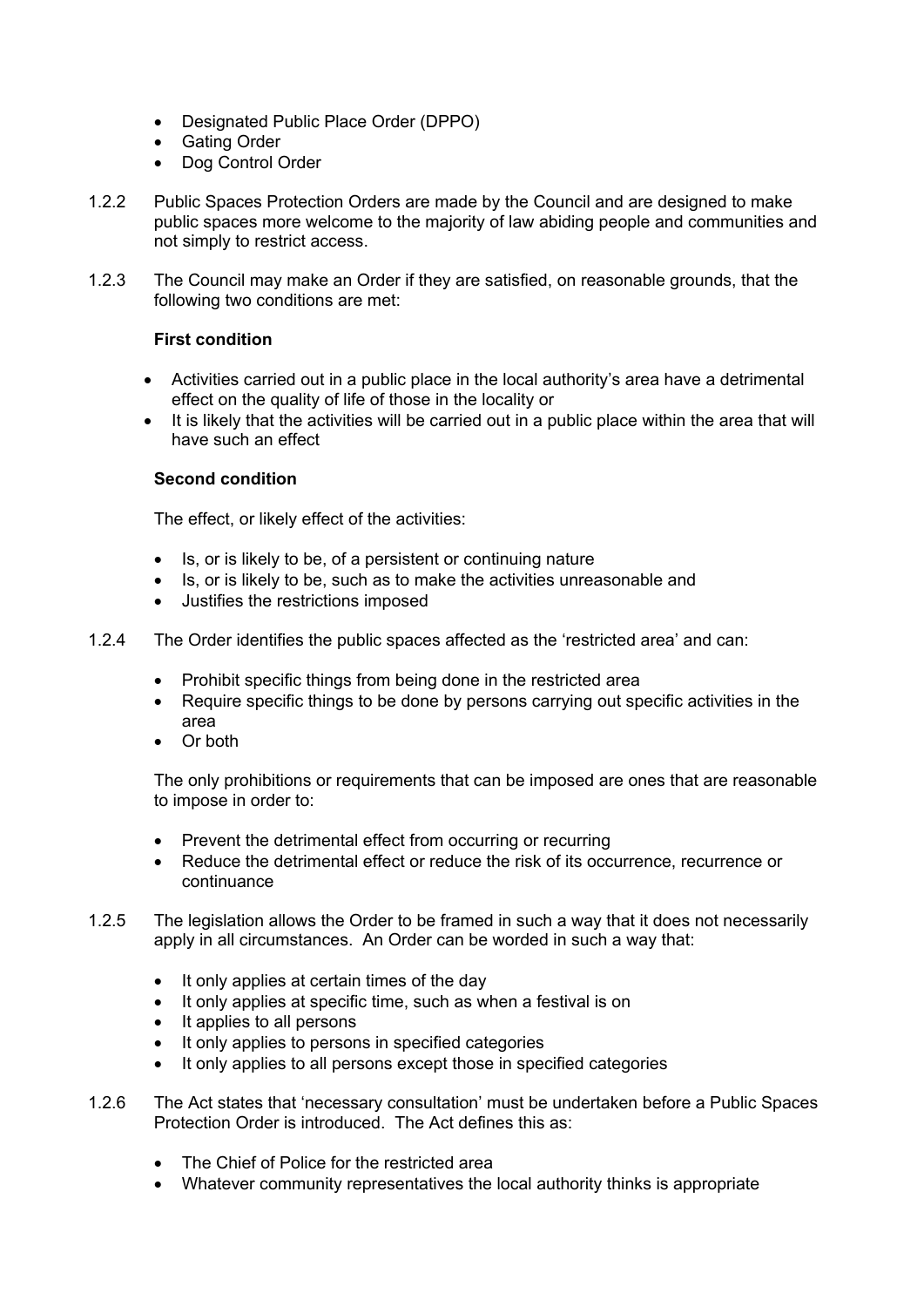- Designated Public Place Order (DPPO)
- Gating Order
- Dog Control Order

1.2.2 Public Spaces Protection Orders are made by the Council and are designed to make public spaces more welcome to the majority of law abiding people and communities and not simply to restrict access.

1.2.3 The Council may make an Order if they are satisfied, on reasonable grounds, that the following two conditions are met:

**First condition**

- Activities carried out in a public place in the local authority's area have a detrimental effect on the quality of life of those in the locality or
- It is likely that the activities will be carried out in a public place within the area that will have such an effect

**Second condition**

The effect, or likely effect of the activities:

- Is, or is likely to be, of a persistent or continuing nature
- Is, or is likely to be, such as to make the activities unreasonable and
- Justifies the restrictions imposed

1.2.4 The Order identifies the public spaces affected as the 'restricted area' and can:

- Prohibit specific things from being done in the restricted area
- Require specific things to be done by persons carrying out specific activities in the area
- Or both

The only prohibitions or requirements that can be imposed are ones that are reasonable to impose in order to:

- Prevent the detrimental effect from occurring or recurring
- Reduce the detrimental effect or reduce the risk of its occurrence, recurrence or continuance

1.2.5 The legislation allows the Order to be framed in such a way that it does not necessarily apply in all circumstances. An Order can be worded in such a way that:

- It only applies at certain times of the day
- It only applies at specific time, such as when a festival is on
- It applies to all persons
- It only applies to persons in specified categories
- It only applies to all persons except those in specified categories

1.2.6 The Act states that 'necessary consultation' must be undertaken before a Public Spaces Protection Order is introduced. The Act defines this as:

- The Chief of Police for the restricted area
- Whatever community representatives the local authority thinks is appropriate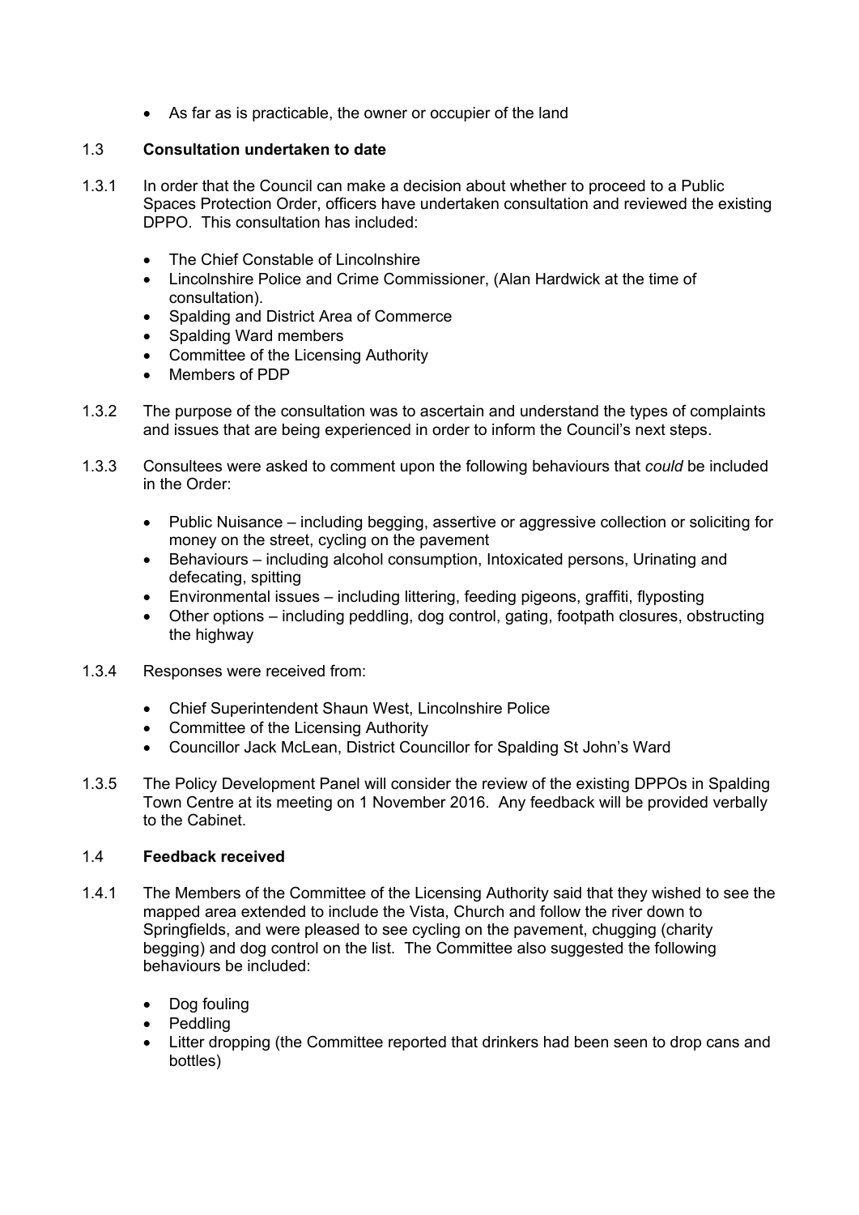- As far as is practicable, the owner or occupier of the land

1.3 **Consultation undertaken to date**

1.3.1 In order that the Council can make a decision about whether to proceed to a Public Spaces Protection Order, officers have undertaken consultation and reviewed the existing DPPO. This consultation has included:

- The Chief Constable of Lincolnshire
- Lincolnshire Police and Crime Commissioner, (Alan Hardwick at the time of consultation).
- Spalding and District Area of Commerce
- Spalding Ward members
- Committee of the Licensing Authority
- Members of PDP

1.3.2 The purpose of the consultation was to ascertain and understand the types of complaints and issues that are being experienced in order to inform the Council's next steps.

1.3.3 Consultees were asked to comment upon the following behaviours that *could* be included in the Order:

- Public Nuisance – including begging, assertive or aggressive collection or soliciting for money on the street, cycling on the pavement
- Behaviours – including alcohol consumption, Intoxicated persons, Urinating and defecating, spitting
- Environmental issues – including littering, feeding pigeons, graffiti, flyposting
- Other options – including peddling, dog control, gating, footpath closures, obstructing the highway

1.3.4 Responses were received from:

- Chief Superintendent Shaun West, Lincolnshire Police
- Committee of the Licensing Authority
- Councillor Jack McLean, District Councillor for Spalding St John's Ward

1.3.5 The Policy Development Panel will consider the review of the existing DPPOs in Spalding Town Centre at its meeting on 1 November 2016. Any feedback will be provided verbally to the Cabinet.

1.4 **Feedback received**

1.4.1 The Members of the Committee of the Licensing Authority said that they wished to see the mapped area extended to include the Vista, Church and follow the river down to Springfields, and were pleased to see cycling on the pavement, chugging (charity begging) and dog control on the list. The Committee also suggested the following behaviours be included:

- Dog fouling
- Peddling
- Litter dropping (the Committee reported that drinkers had been seen to drop cans and bottles)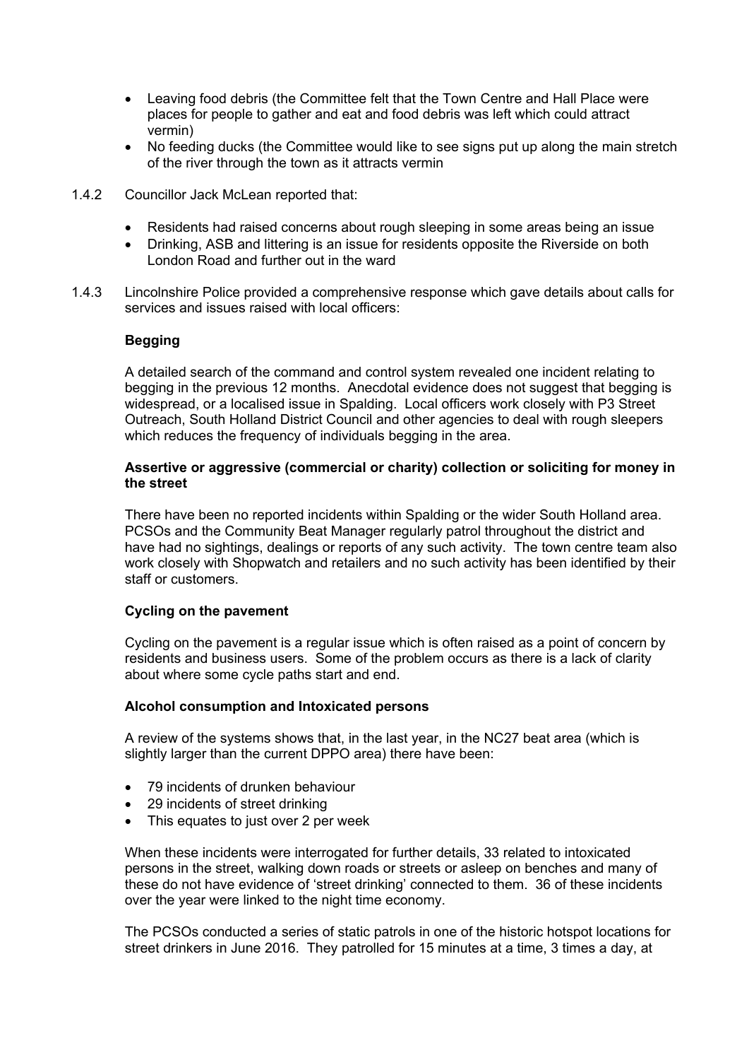- Leaving food debris (the Committee felt that the Town Centre and Hall Place were places for people to gather and eat and food debris was left which could attract vermin)
- No feeding ducks (the Committee would like to see signs put up along the main stretch of the river through the town as it attracts vermin

1.4.2 Councillor Jack McLean reported that:

- Residents had raised concerns about rough sleeping in some areas being an issue
- Drinking, ASB and littering is an issue for residents opposite the Riverside on both London Road and further out in the ward

1.4.3 Lincolnshire Police provided a comprehensive response which gave details about calls for services and issues raised with local officers:

**Begging**

A detailed search of the command and control system revealed one incident relating to begging in the previous 12 months. Anecdotal evidence does not suggest that begging is widespread, or a localised issue in Spalding. Local officers work closely with P3 Street Outreach, South Holland District Council and other agencies to deal with rough sleepers which reduces the frequency of individuals begging in the area.

**Assertive or aggressive (commercial or charity) collection or soliciting for money in the street**

There have been no reported incidents within Spalding or the wider South Holland area. PCSOs and the Community Beat Manager regularly patrol throughout the district and have had no sightings, dealings or reports of any such activity. The town centre team also work closely with Shopwatch and retailers and no such activity has been identified by their staff or customers.

**Cycling on the pavement**

Cycling on the pavement is a regular issue which is often raised as a point of concern by residents and business users. Some of the problem occurs as there is a lack of clarity about where some cycle paths start and end.

**Alcohol consumption and Intoxicated persons**

A review of the systems shows that, in the last year, in the NC27 beat area (which is slightly larger than the current DPPO area) there have been:

- 79 incidents of drunken behaviour
- 29 incidents of street drinking
- This equates to just over 2 per week

When these incidents were interrogated for further details, 33 related to intoxicated persons in the street, walking down roads or streets or asleep on benches and many of these do not have evidence of 'street drinking' connected to them. 36 of these incidents over the year were linked to the night time economy.

The PCSOs conducted a series of static patrols in one of the historic hotspot locations for street drinkers in June 2016. They patrolled for 15 minutes at a time, 3 times a day, at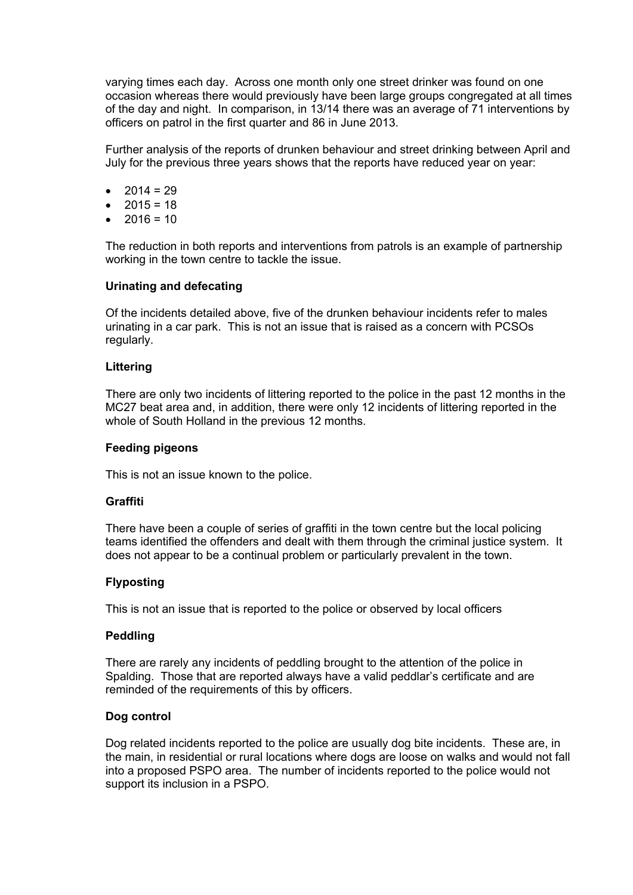varying times each day. Across one month only one street drinker was found on one occasion whereas there would previously have been large groups congregated at all times of the day and night. In comparison, in 13/14 there was an average of 71 interventions by officers on patrol in the first quarter and 86 in June 2013.

Further analysis of the reports of drunken behaviour and street drinking between April and July for the previous three years shows that the reports have reduced year on year:

- 2014 = 29
- 2015 = 18
- 2016 = 10

The reduction in both reports and interventions from patrols is an example of partnership working in the town centre to tackle the issue.

**Urinating and defecating**

Of the incidents detailed above, five of the drunken behaviour incidents refer to males urinating in a car park. This is not an issue that is raised as a concern with PCSOs regularly.

**Littering**

There are only two incidents of littering reported to the police in the past 12 months in the MC27 beat area and, in addition, there were only 12 incidents of littering reported in the whole of South Holland in the previous 12 months.

**Feeding pigeons**

This is not an issue known to the police.

**Graffiti**

There have been a couple of series of graffiti in the town centre but the local policing teams identified the offenders and dealt with them through the criminal justice system. It does not appear to be a continual problem or particularly prevalent in the town.

**Flyposting**

This is not an issue that is reported to the police or observed by local officers

**Peddling**

There are rarely any incidents of peddling brought to the attention of the police in Spalding. Those that are reported always have a valid peddlar's certificate and are reminded of the requirements of this by officers.

**Dog control**

Dog related incidents reported to the police are usually dog bite incidents. These are, in the main, in residential or rural locations where dogs are loose on walks and would not fall into a proposed PSPO area. The number of incidents reported to the police would not support its inclusion in a PSPO.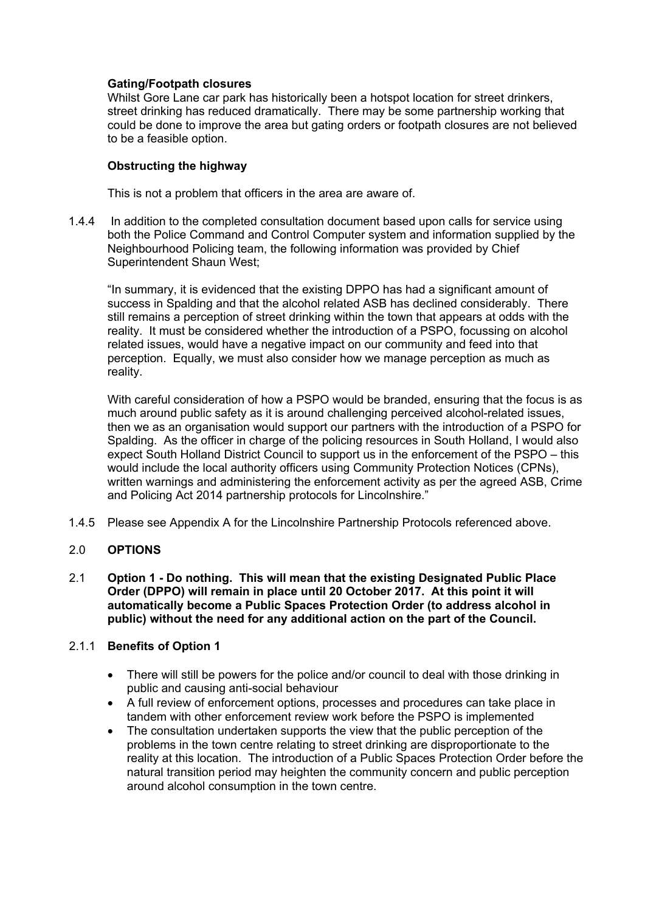**Gating/Footpath closures**

Whilst Gore Lane car park has historically been a hotspot location for street drinkers, street drinking has reduced dramatically. There may be some partnership working that could be done to improve the area but gating orders or footpath closures are not believed to be a feasible option.

**Obstructing the highway**

This is not a problem that officers in the area are aware of.

1.4.4 In addition to the completed consultation document based upon calls for service using both the Police Command and Control Computer system and information supplied by the Neighbourhood Policing team, the following information was provided by Chief Superintendent Shaun West;

"In summary, it is evidenced that the existing DPPO has had a significant amount of success in Spalding and that the alcohol related ASB has declined considerably. There still remains a perception of street drinking within the town that appears at odds with the reality. It must be considered whether the introduction of a PSPO, focussing on alcohol related issues, would have a negative impact on our community and feed into that perception. Equally, we must also consider how we manage perception as much as reality.

With careful consideration of how a PSPO would be branded, ensuring that the focus is as much around public safety as it is around challenging perceived alcohol-related issues, then we as an organisation would support our partners with the introduction of a PSPO for Spalding. As the officer in charge of the policing resources in South Holland, I would also expect South Holland District Council to support us in the enforcement of the PSPO – this would include the local authority officers using Community Protection Notices (CPNs), written warnings and administering the enforcement activity as per the agreed ASB, Crime and Policing Act 2014 partnership protocols for Lincolnshire."

1.4.5 Please see Appendix A for the Lincolnshire Partnership Protocols referenced above.

## 2.0 OPTIONS

2.1 **Option 1 - Do nothing. This will mean that the existing Designated Public Place Order (DPPO) will remain in place until 20 October 2017. At this point it will automatically become a Public Spaces Protection Order (to address alcohol in public) without the need for any additional action on the part of the Council.**

2.1.1 **Benefits of Option 1**

- There will still be powers for the police and/or council to deal with those drinking in public and causing anti-social behaviour
- A full review of enforcement options, processes and procedures can take place in tandem with other enforcement review work before the PSPO is implemented
- The consultation undertaken supports the view that the public perception of the problems in the town centre relating to street drinking are disproportionate to the reality at this location. The introduction of a Public Spaces Protection Order before the natural transition period may heighten the community concern and public perception around alcohol consumption in the town centre.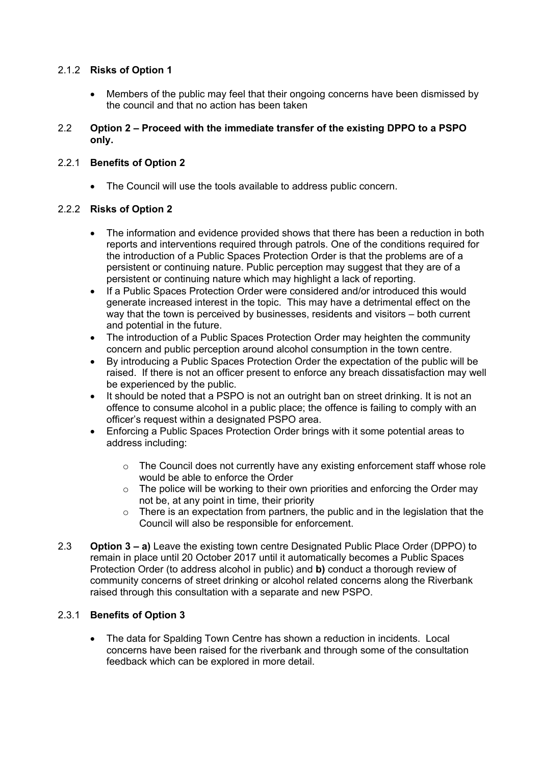### 2.1.2 **Risks of Option 1**

- Members of the public may feel that their ongoing concerns have been dismissed by the council and that no action has been taken

## 2.2 **Option 2 – Proceed with the immediate transfer of the existing DPPO to a PSPO only.**

### 2.2.1 **Benefits of Option 2**

- The Council will use the tools available to address public concern.

### 2.2.2 **Risks of Option 2**

- The information and evidence provided shows that there has been a reduction in both reports and interventions required through patrols. One of the conditions required for the introduction of a Public Spaces Protection Order is that the problems are of a persistent or continuing nature. Public perception may suggest that they are of a persistent or continuing nature which may highlight a lack of reporting.
- If a Public Spaces Protection Order were considered and/or introduced this would generate increased interest in the topic. This may have a detrimental effect on the way that the town is perceived by businesses, residents and visitors – both current and potential in the future.
- The introduction of a Public Spaces Protection Order may heighten the community concern and public perception around alcohol consumption in the town centre.
- By introducing a Public Spaces Protection Order the expectation of the public will be raised. If there is not an officer present to enforce any breach dissatisfaction may well be experienced by the public.
- It should be noted that a PSPO is not an outright ban on street drinking. It is not an offence to consume alcohol in a public place; the offence is failing to comply with an officer's request within a designated PSPO area.
- Enforcing a Public Spaces Protection Order brings with it some potential areas to address including:
  - The Council does not currently have any existing enforcement staff whose role would be able to enforce the Order
  - The police will be working to their own priorities and enforcing the Order may not be, at any point in time, their priority
  - There is an expectation from partners, the public and in the legislation that the Council will also be responsible for enforcement.

## 2.3 **Option 3 – a)** Leave the existing town centre Designated Public Place Order (DPPO) to remain in place until 20 October 2017 until it automatically becomes a Public Spaces Protection Order (to address alcohol in public) and **b)** conduct a thorough review of community concerns of street drinking or alcohol related concerns along the Riverbank raised through this consultation with a separate and new PSPO.

### 2.3.1 **Benefits of Option 3**

- The data for Spalding Town Centre has shown a reduction in incidents. Local concerns have been raised for the riverbank and through some of the consultation feedback which can be explored in more detail.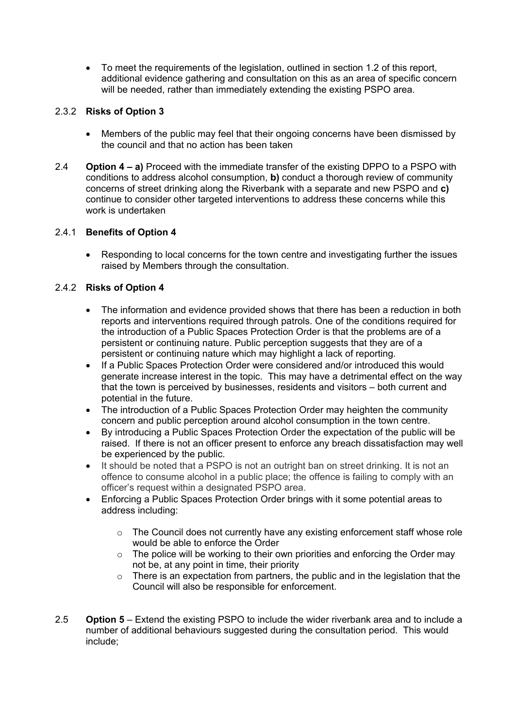- To meet the requirements of the legislation, outlined in section 1.2 of this report, additional evidence gathering and consultation on this as an area of specific concern will be needed, rather than immediately extending the existing PSPO area.

2.3.2 **Risks of Option 3**

- Members of the public may feel that their ongoing concerns have been dismissed by the council and that no action has been taken

2.4 **Option 4 – a)** Proceed with the immediate transfer of the existing DPPO to a PSPO with conditions to address alcohol consumption, **b)** conduct a thorough review of community concerns of street drinking along the Riverbank with a separate and new PSPO and **c)** continue to consider other targeted interventions to address these concerns while this work is undertaken

2.4.1 **Benefits of Option 4**

- Responding to local concerns for the town centre and investigating further the issues raised by Members through the consultation.

2.4.2 **Risks of Option 4**

- The information and evidence provided shows that there has been a reduction in both reports and interventions required through patrols. One of the conditions required for the introduction of a Public Spaces Protection Order is that the problems are of a persistent or continuing nature. Public perception suggests that they are of a persistent or continuing nature which may highlight a lack of reporting.
- If a Public Spaces Protection Order were considered and/or introduced this would generate increase interest in the topic. This may have a detrimental effect on the way that the town is perceived by businesses, residents and visitors – both current and potential in the future.
- The introduction of a Public Spaces Protection Order may heighten the community concern and public perception around alcohol consumption in the town centre.
- By introducing a Public Spaces Protection Order the expectation of the public will be raised. If there is not an officer present to enforce any breach dissatisfaction may well be experienced by the public.
- It should be noted that a PSPO is not an outright ban on street drinking. It is not an offence to consume alcohol in a public place; the offence is failing to comply with an officer's request within a designated PSPO area.
- Enforcing a Public Spaces Protection Order brings with it some potential areas to address including:
    - The Council does not currently have any existing enforcement staff whose role would be able to enforce the Order
    - The police will be working to their own priorities and enforcing the Order may not be, at any point in time, their priority
    - There is an expectation from partners, the public and in the legislation that the Council will also be responsible for enforcement.

2.5 **Option 5** – Extend the existing PSPO to include the wider riverbank area and to include a number of additional behaviours suggested during the consultation period. This would include;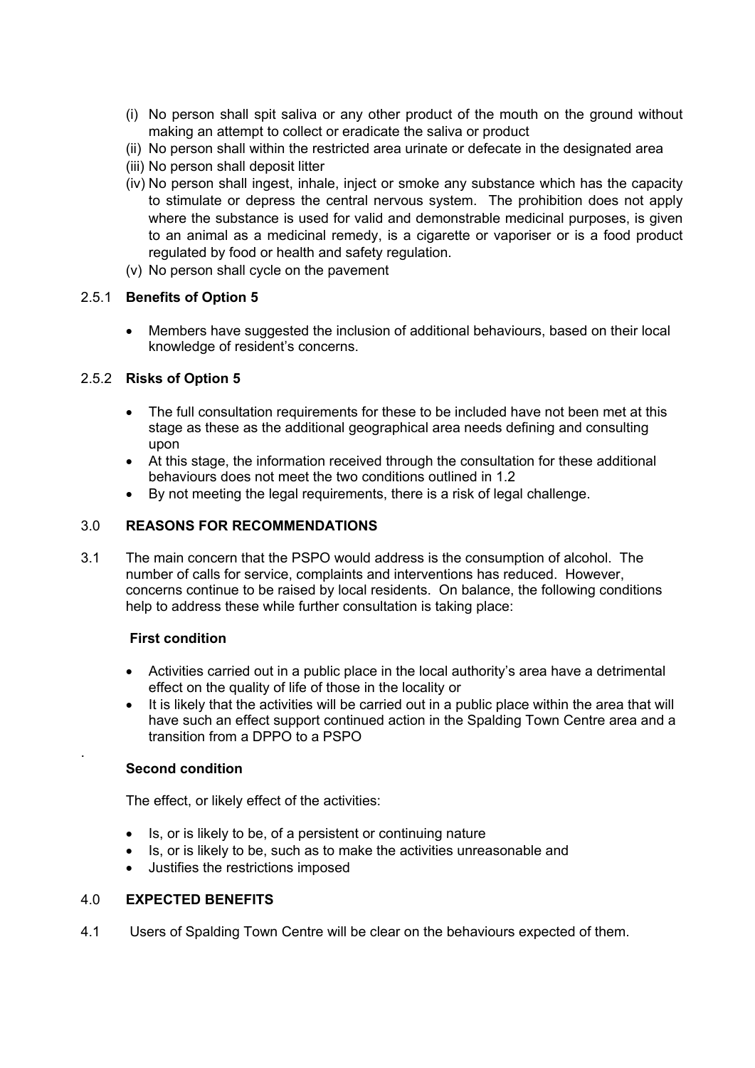(i) No person shall spit saliva or any other product of the mouth on the ground without making an attempt to collect or eradicate the saliva or product
(ii) No person shall within the restricted area urinate or defecate in the designated area
(iii) No person shall deposit litter
(iv) No person shall ingest, inhale, inject or smoke any substance which has the capacity to stimulate or depress the central nervous system. The prohibition does not apply where the substance is used for valid and demonstrable medicinal purposes, is given to an animal as a medicinal remedy, is a cigarette or vaporiser or is a food product regulated by food or health and safety regulation.
(v) No person shall cycle on the pavement

2.5.1 **Benefits of Option 5**

- Members have suggested the inclusion of additional behaviours, based on their local knowledge of resident's concerns.

2.5.2 **Risks of Option 5**

- The full consultation requirements for these to be included have not been met at this stage as these as the additional geographical area needs defining and consulting upon
- At this stage, the information received through the consultation for these additional behaviours does not meet the two conditions outlined in 1.2
- By not meeting the legal requirements, there is a risk of legal challenge.

## 3.0 REASONS FOR RECOMMENDATIONS

3.1 The main concern that the PSPO would address is the consumption of alcohol. The number of calls for service, complaints and interventions has reduced. However, concerns continue to be raised by local residents. On balance, the following conditions help to address these while further consultation is taking place:

**First condition**

- Activities carried out in a public place in the local authority's area have a detrimental effect on the quality of life of those in the locality or
- It is likely that the activities will be carried out in a public place within the area that will have such an effect support continued action in the Spalding Town Centre area and a transition from a DPPO to a PSPO

.

**Second condition**

The effect, or likely effect of the activities:

- Is, or is likely to be, of a persistent or continuing nature
- Is, or is likely to be, such as to make the activities unreasonable and
- Justifies the restrictions imposed

## 4.0 EXPECTED BENEFITS

4.1 Users of Spalding Town Centre will be clear on the behaviours expected of them.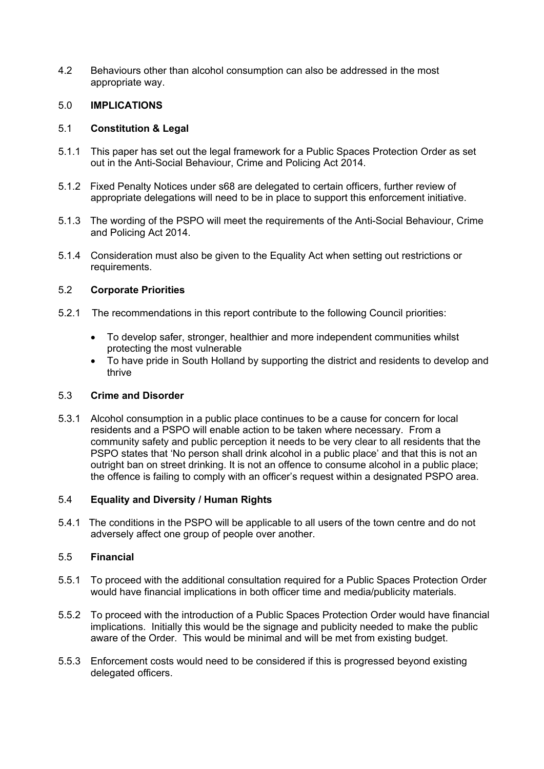4.2 Behaviours other than alcohol consumption can also be addressed in the most appropriate way.

## 5.0 IMPLICATIONS

### 5.1 Constitution & Legal

5.1.1 This paper has set out the legal framework for a Public Spaces Protection Order as set out in the Anti-Social Behaviour, Crime and Policing Act 2014.

5.1.2 Fixed Penalty Notices under s68 are delegated to certain officers, further review of appropriate delegations will need to be in place to support this enforcement initiative.

5.1.3 The wording of the PSPO will meet the requirements of the Anti-Social Behaviour, Crime and Policing Act 2014.

5.1.4 Consideration must also be given to the Equality Act when setting out restrictions or requirements.

### 5.2 Corporate Priorities

5.2.1 The recommendations in this report contribute to the following Council priorities:

- To develop safer, stronger, healthier and more independent communities whilst protecting the most vulnerable
- To have pride in South Holland by supporting the district and residents to develop and thrive

### 5.3 Crime and Disorder

5.3.1 Alcohol consumption in a public place continues to be a cause for concern for local residents and a PSPO will enable action to be taken where necessary. From a community safety and public perception it needs to be very clear to all residents that the PSPO states that 'No person shall drink alcohol in a public place' and that this is not an outright ban on street drinking. It is not an offence to consume alcohol in a public place; the offence is failing to comply with an officer's request within a designated PSPO area.

### 5.4 Equality and Diversity / Human Rights

5.4.1 The conditions in the PSPO will be applicable to all users of the town centre and do not adversely affect one group of people over another.

### 5.5 Financial

5.5.1 To proceed with the additional consultation required for a Public Spaces Protection Order would have financial implications in both officer time and media/publicity materials.

5.5.2 To proceed with the introduction of a Public Spaces Protection Order would have financial implications. Initially this would be the signage and publicity needed to make the public aware of the Order. This would be minimal and will be met from existing budget.

5.5.3 Enforcement costs would need to be considered if this is progressed beyond existing delegated officers.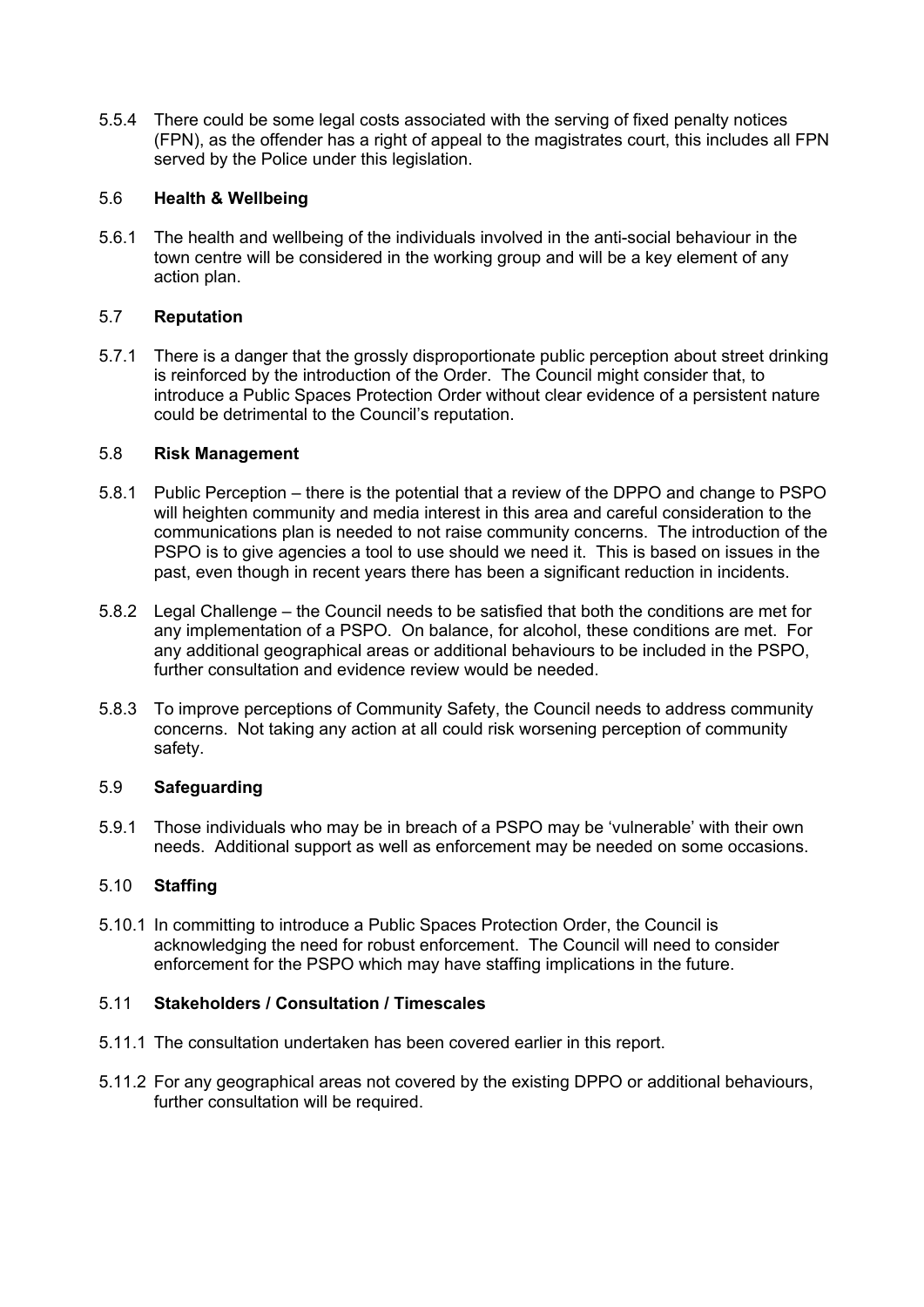5.5.4 There could be some legal costs associated with the serving of fixed penalty notices (FPN), as the offender has a right of appeal to the magistrates court, this includes all FPN served by the Police under this legislation.

### 5.6 Health & Wellbeing

5.6.1 The health and wellbeing of the individuals involved in the anti-social behaviour in the town centre will be considered in the working group and will be a key element of any action plan.

### 5.7 Reputation

5.7.1 There is a danger that the grossly disproportionate public perception about street drinking is reinforced by the introduction of the Order. The Council might consider that, to introduce a Public Spaces Protection Order without clear evidence of a persistent nature could be detrimental to the Council's reputation.

### 5.8 Risk Management

5.8.1 Public Perception – there is the potential that a review of the DPPO and change to PSPO will heighten community and media interest in this area and careful consideration to the communications plan is needed to not raise community concerns. The introduction of the PSPO is to give agencies a tool to use should we need it. This is based on issues in the past, even though in recent years there has been a significant reduction in incidents.

5.8.2 Legal Challenge – the Council needs to be satisfied that both the conditions are met for any implementation of a PSPO. On balance, for alcohol, these conditions are met. For any additional geographical areas or additional behaviours to be included in the PSPO, further consultation and evidence review would be needed.

5.8.3 To improve perceptions of Community Safety, the Council needs to address community concerns. Not taking any action at all could risk worsening perception of community safety.

### 5.9 Safeguarding

5.9.1 Those individuals who may be in breach of a PSPO may be 'vulnerable' with their own needs. Additional support as well as enforcement may be needed on some occasions.

### 5.10 Staffing

5.10.1 In committing to introduce a Public Spaces Protection Order, the Council is acknowledging the need for robust enforcement. The Council will need to consider enforcement for the PSPO which may have staffing implications in the future.

### 5.11 Stakeholders / Consultation / Timescales

5.11.1 The consultation undertaken has been covered earlier in this report.

5.11.2 For any geographical areas not covered by the existing DPPO or additional behaviours, further consultation will be required.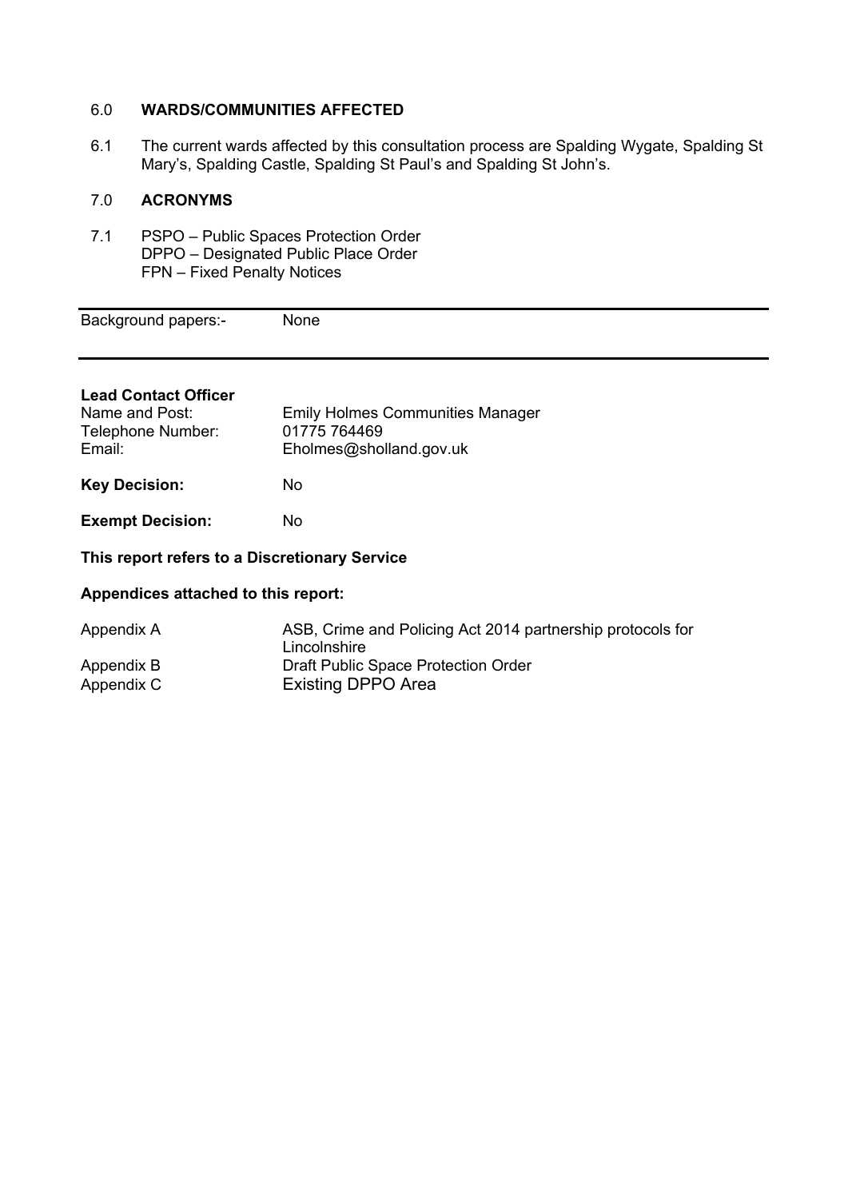## 6.0 WARDS/COMMUNITIES AFFECTED

6.1 The current wards affected by this consultation process are Spalding Wygate, Spalding St Mary's, Spalding Castle, Spalding St Paul's and Spalding St John's.

## 7.0 ACRONYMS

7.1 PSPO – Public Spaces Protection Order
DPPO – Designated Public Place Order
FPN – Fixed Penalty Notices

---

Background papers:- None

---

**Lead Contact Officer**

| | |
|---|---|
| Name and Post: | Emily Holmes Communities Manager |
| Telephone Number: | 01775 764469 |
| Email: | Eholmes@sholland.gov.uk |

**Key Decision:** No

**Exempt Decision:** No

**This report refers to a Discretionary Service**

**Appendices attached to this report:**

| | |
|---|---|
| Appendix A | ASB, Crime and Policing Act 2014 partnership protocols for Lincolnshire |
| Appendix B | Draft Public Space Protection Order |
| Appendix C | Existing DPPO Area |